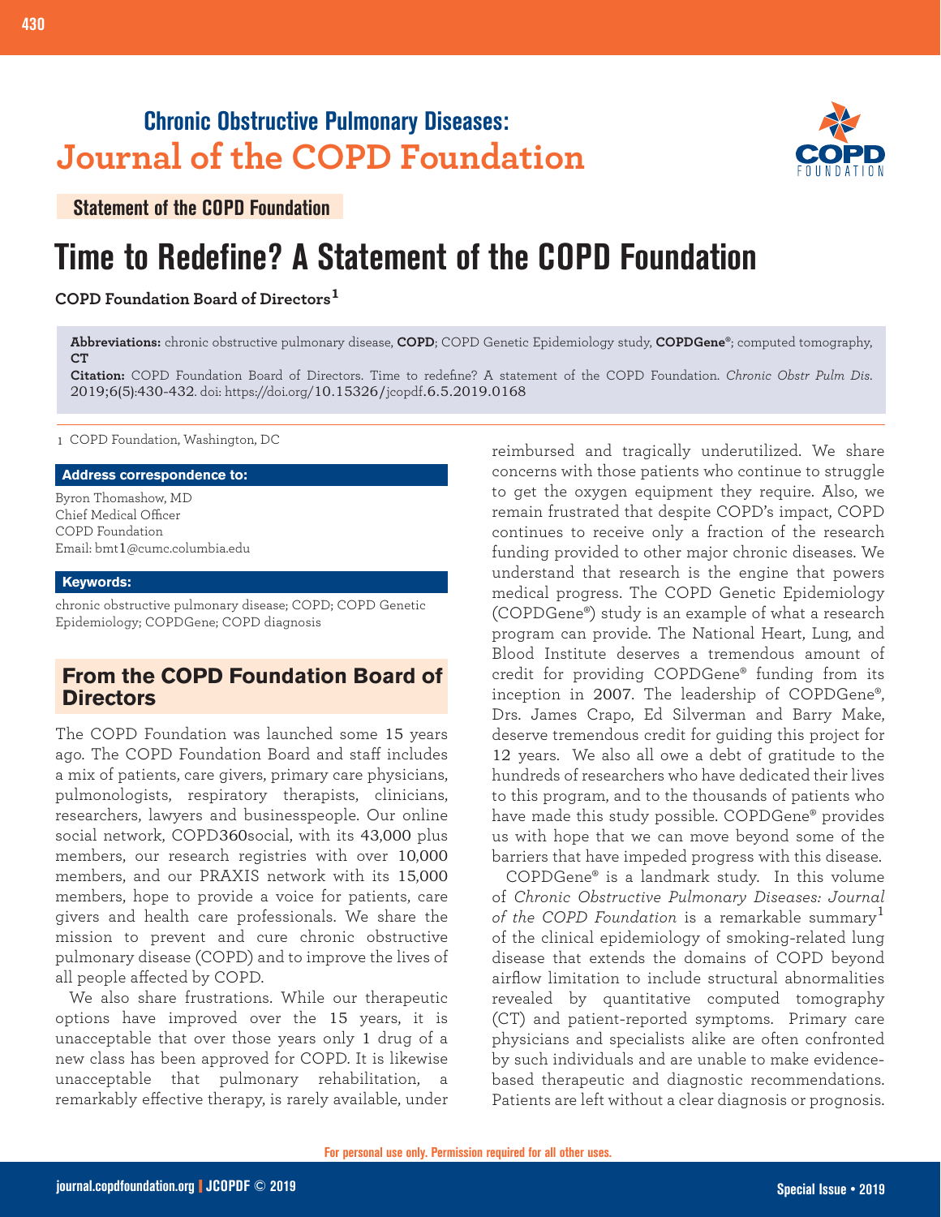Chronic Obstructive Pulmonary Diseases:
**Journal of the COPD Foundation**

**Statement of the COPD Foundation**

# Time to Redefine? A Statement of the COPD Foundation

**COPD Foundation Board of Directors[1]**

**Abbreviations:** chronic obstructive pulmonary disease, **COPD**; COPD Genetic Epidemiology study, **COPDGene®**; computed tomography, **CT**

**Citation:** COPD Foundation Board of Directors. Time to redefine? A statement of the COPD Foundation. *Chronic Obstr Pulm Dis*. 2019;6(5):430-432. doi: https://doi.org/10.15326/jcopdf.6.5.2019.0168

1 COPD Foundation, Washington, DC

**Address correspondence to:**

Byron Thomashow, MD
Chief Medical Officer
COPD Foundation
Email: bmt1@cumc.columbia.edu

**Keywords:**

chronic obstructive pulmonary disease; COPD; COPD Genetic Epidemiology; COPDGene; COPD diagnosis

## From the COPD Foundation Board of Directors

The COPD Foundation was launched some 15 years ago. The COPD Foundation Board and staff includes a mix of patients, care givers, primary care physicians, pulmonologists, respiratory therapists, clinicians, researchers, lawyers and businesspeople. Our online social network, COPD360social, with its 43,000 plus members, our research registries with over 10,000 members, and our PRAXIS network with its 15,000 members, hope to provide a voice for patients, care givers and health care professionals. We share the mission to prevent and cure chronic obstructive pulmonary disease (COPD) and to improve the lives of all people affected by COPD.

We also share frustrations. While our therapeutic options have improved over the 15 years, it is unacceptable that over those years only 1 drug of a new class has been approved for COPD. It is likewise unacceptable that pulmonary rehabilitation, a remarkably effective therapy, is rarely available, under reimbursed and tragically underutilized. We share concerns with those patients who continue to struggle to get the oxygen equipment they require. Also, we remain frustrated that despite COPD's impact, COPD continues to receive only a fraction of the research funding provided to other major chronic diseases. We understand that research is the engine that powers medical progress. The COPD Genetic Epidemiology (COPDGene®) study is an example of what a research program can provide. The National Heart, Lung, and Blood Institute deserves a tremendous amount of credit for providing COPDGene® funding from its inception in 2007. The leadership of COPDGene®, Drs. James Crapo, Ed Silverman and Barry Make, deserve tremendous credit for guiding this project for 12 years. We also all owe a debt of gratitude to the hundreds of researchers who have dedicated their lives to this program, and to the thousands of patients who have made this study possible. COPDGene® provides us with hope that we can move beyond some of the barriers that have impeded progress with this disease.

COPDGene® is a landmark study. In this volume of *Chronic Obstructive Pulmonary Diseases: Journal of the COPD Foundation* is a remarkable summary[1] of the clinical epidemiology of smoking-related lung disease that extends the domains of COPD beyond airflow limitation to include structural abnormalities revealed by quantitative computed tomography (CT) and patient-reported symptoms. Primary care physicians and specialists alike are often confronted by such individuals and are unable to make evidence-based therapeutic and diagnostic recommendations. Patients are left without a clear diagnosis or prognosis.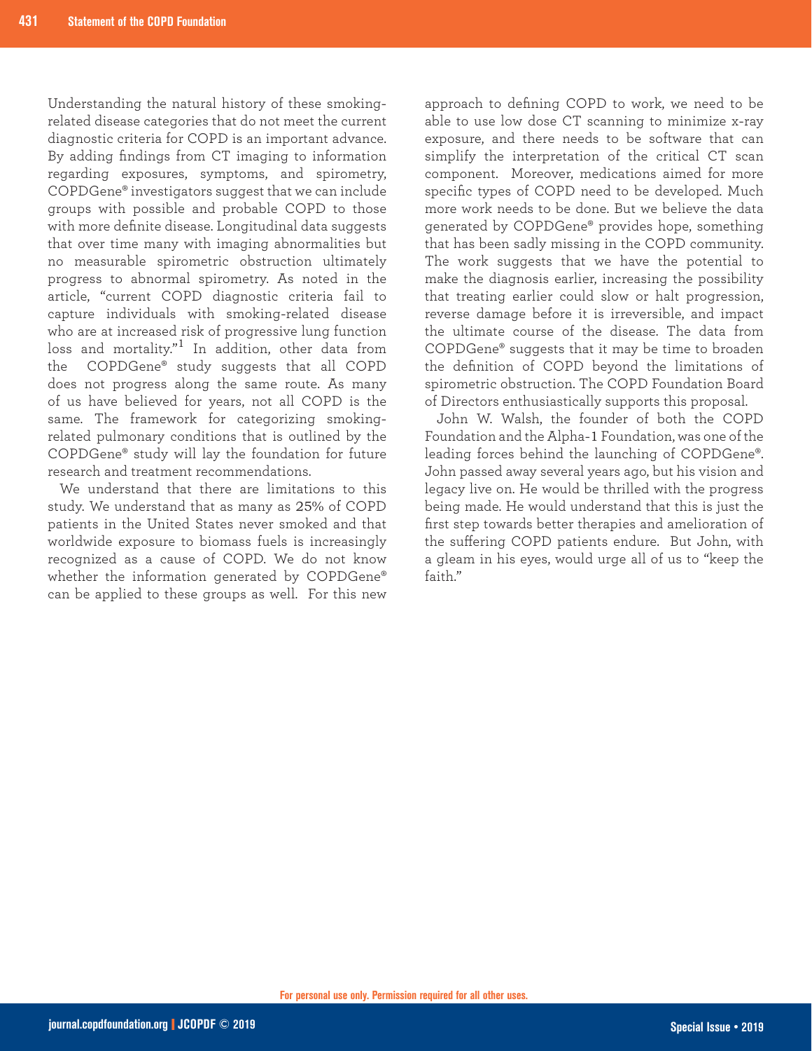Understanding the natural history of these smoking-related disease categories that do not meet the current diagnostic criteria for COPD is an important advance. By adding findings from CT imaging to information regarding exposures, symptoms, and spirometry, COPDGene® investigators suggest that we can include groups with possible and probable COPD to those with more definite disease. Longitudinal data suggests that over time many with imaging abnormalities but no measurable spirometric obstruction ultimately progress to abnormal spirometry. As noted in the article, "current COPD diagnostic criteria fail to capture individuals with smoking-related disease who are at increased risk of progressive lung function loss and mortality."[1] In addition, other data from the COPDGene® study suggests that all COPD does not progress along the same route. As many of us have believed for years, not all COPD is the same. The framework for categorizing smoking-related pulmonary conditions that is outlined by the COPDGene® study will lay the foundation for future research and treatment recommendations.

We understand that there are limitations to this study. We understand that as many as 25% of COPD patients in the United States never smoked and that worldwide exposure to biomass fuels is increasingly recognized as a cause of COPD. We do not know whether the information generated by COPDGene® can be applied to these groups as well. For this new approach to defining COPD to work, we need to be able to use low dose CT scanning to minimize x-ray exposure, and there needs to be software that can simplify the interpretation of the critical CT scan component. Moreover, medications aimed for more specific types of COPD need to be developed. Much more work needs to be done. But we believe the data generated by COPDGene® provides hope, something that has been sadly missing in the COPD community. The work suggests that we have the potential to make the diagnosis earlier, increasing the possibility that treating earlier could slow or halt progression, reverse damage before it is irreversible, and impact the ultimate course of the disease. The data from COPDGene® suggests that it may be time to broaden the definition of COPD beyond the limitations of spirometric obstruction. The COPD Foundation Board of Directors enthusiastically supports this proposal.

John W. Walsh, the founder of both the COPD Foundation and the Alpha-1 Foundation, was one of the leading forces behind the launching of COPDGene®. John passed away several years ago, but his vision and legacy live on. He would be thrilled with the progress being made. He would understand that this is just the first step towards better therapies and amelioration of the suffering COPD patients endure. But John, with a gleam in his eyes, would urge all of us to "keep the faith."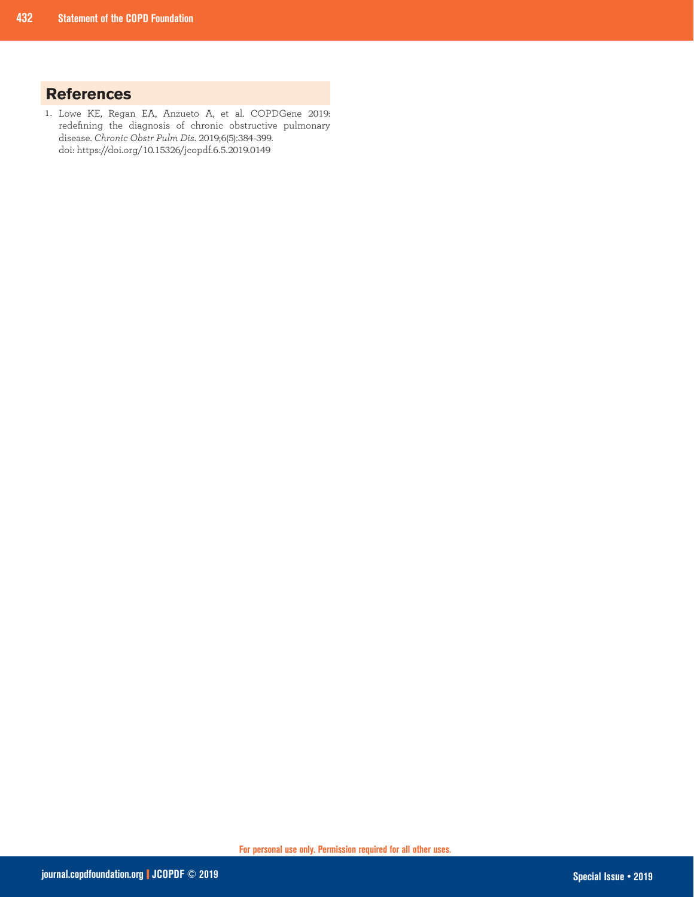## References

1. Lowe KE, Regan EA, Anzueto A, et al. COPDGene 2019: redefining the diagnosis of chronic obstructive pulmonary disease. *Chronic Obstr Pulm Dis*. 2019;6(5):384-399. doi: https://doi.org/10.15326/jcopdf.6.5.2019.0149